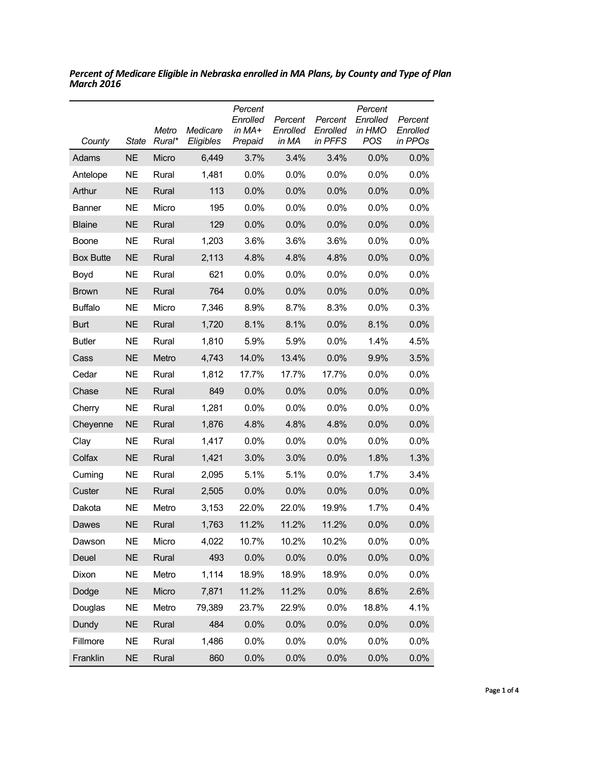***Percent of Medicare Eligible in Nebraska enrolled in MA Plans, by County and Type of Plan March 2016***

| *County* | *State* | *Metro Rural\** | *Medicare Eligibles* | *Percent Enrolled in MA+ Prepaid* | *Percent Enrolled in MA* | *Percent Enrolled in PFFS* | *Percent Enrolled in HMO POS* | *Percent Enrolled in PPOs* |
|---|---|---|---|---|---|---|---|---|
| Adams | NE | Micro | 6,449 | 3.7% | 3.4% | 3.4% | 0.0% | 0.0% |
| Antelope | NE | Rural | 1,481 | 0.0% | 0.0% | 0.0% | 0.0% | 0.0% |
| Arthur | NE | Rural | 113 | 0.0% | 0.0% | 0.0% | 0.0% | 0.0% |
| Banner | NE | Micro | 195 | 0.0% | 0.0% | 0.0% | 0.0% | 0.0% |
| Blaine | NE | Rural | 129 | 0.0% | 0.0% | 0.0% | 0.0% | 0.0% |
| Boone | NE | Rural | 1,203 | 3.6% | 3.6% | 3.6% | 0.0% | 0.0% |
| Box Butte | NE | Rural | 2,113 | 4.8% | 4.8% | 4.8% | 0.0% | 0.0% |
| Boyd | NE | Rural | 621 | 0.0% | 0.0% | 0.0% | 0.0% | 0.0% |
| Brown | NE | Rural | 764 | 0.0% | 0.0% | 0.0% | 0.0% | 0.0% |
| Buffalo | NE | Micro | 7,346 | 8.9% | 8.7% | 8.3% | 0.0% | 0.3% |
| Burt | NE | Rural | 1,720 | 8.1% | 8.1% | 0.0% | 8.1% | 0.0% |
| Butler | NE | Rural | 1,810 | 5.9% | 5.9% | 0.0% | 1.4% | 4.5% |
| Cass | NE | Metro | 4,743 | 14.0% | 13.4% | 0.0% | 9.9% | 3.5% |
| Cedar | NE | Rural | 1,812 | 17.7% | 17.7% | 17.7% | 0.0% | 0.0% |
| Chase | NE | Rural | 849 | 0.0% | 0.0% | 0.0% | 0.0% | 0.0% |
| Cherry | NE | Rural | 1,281 | 0.0% | 0.0% | 0.0% | 0.0% | 0.0% |
| Cheyenne | NE | Rural | 1,876 | 4.8% | 4.8% | 4.8% | 0.0% | 0.0% |
| Clay | NE | Rural | 1,417 | 0.0% | 0.0% | 0.0% | 0.0% | 0.0% |
| Colfax | NE | Rural | 1,421 | 3.0% | 3.0% | 0.0% | 1.8% | 1.3% |
| Cuming | NE | Rural | 2,095 | 5.1% | 5.1% | 0.0% | 1.7% | 3.4% |
| Custer | NE | Rural | 2,505 | 0.0% | 0.0% | 0.0% | 0.0% | 0.0% |
| Dakota | NE | Metro | 3,153 | 22.0% | 22.0% | 19.9% | 1.7% | 0.4% |
| Dawes | NE | Rural | 1,763 | 11.2% | 11.2% | 11.2% | 0.0% | 0.0% |
| Dawson | NE | Micro | 4,022 | 10.7% | 10.2% | 10.2% | 0.0% | 0.0% |
| Deuel | NE | Rural | 493 | 0.0% | 0.0% | 0.0% | 0.0% | 0.0% |
| Dixon | NE | Metro | 1,114 | 18.9% | 18.9% | 18.9% | 0.0% | 0.0% |
| Dodge | NE | Micro | 7,871 | 11.2% | 11.2% | 0.0% | 8.6% | 2.6% |
| Douglas | NE | Metro | 79,389 | 23.7% | 22.9% | 0.0% | 18.8% | 4.1% |
| Dundy | NE | Rural | 484 | 0.0% | 0.0% | 0.0% | 0.0% | 0.0% |
| Fillmore | NE | Rural | 1,486 | 0.0% | 0.0% | 0.0% | 0.0% | 0.0% |
| Franklin | NE | Rural | 860 | 0.0% | 0.0% | 0.0% | 0.0% | 0.0% |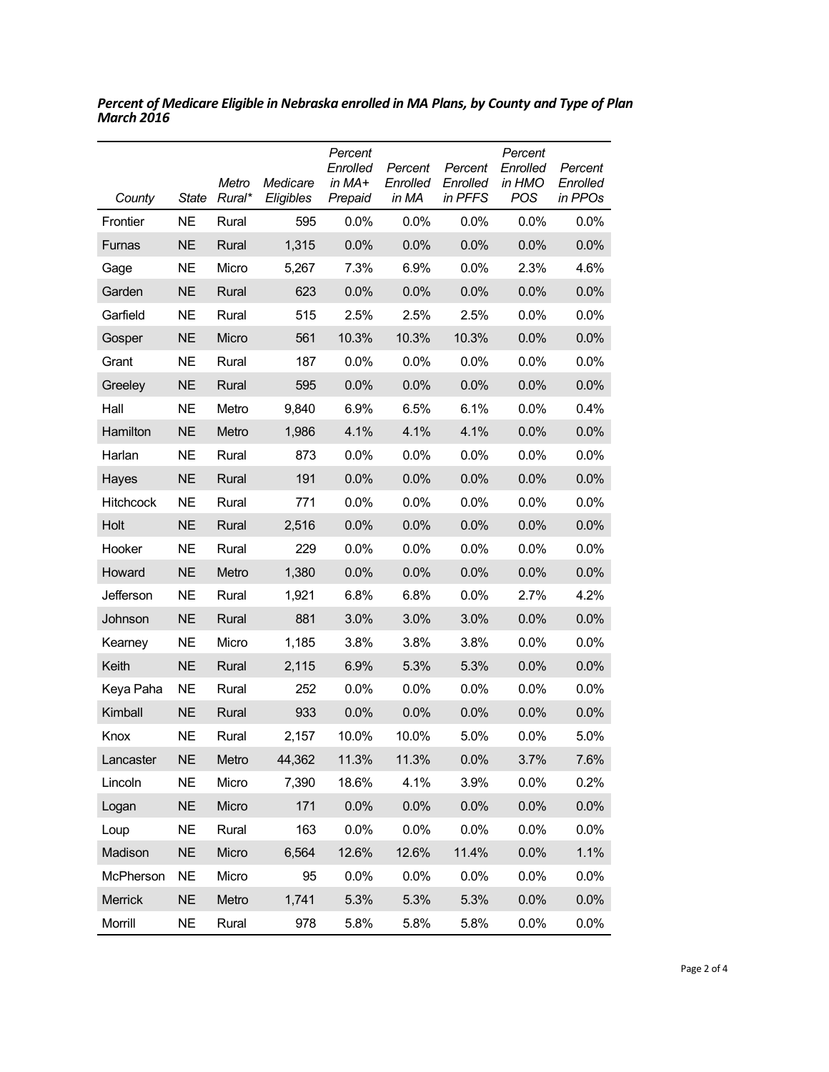***Percent of Medicare Eligible in Nebraska enrolled in MA Plans, by County and Type of Plan March 2016***

| *County* | *State* | *Metro Rural\** | *Medicare Eligibles* | *Percent Enrolled in MA+ Prepaid* | *Percent Enrolled in MA* | *Percent Enrolled in PFFS* | *Percent Enrolled in HMO POS* | *Percent Enrolled in PPOs* |
|---|---|---|---|---|---|---|---|---|
| Frontier | NE | Rural | 595 | 0.0% | 0.0% | 0.0% | 0.0% | 0.0% |
| Furnas | NE | Rural | 1,315 | 0.0% | 0.0% | 0.0% | 0.0% | 0.0% |
| Gage | NE | Micro | 5,267 | 7.3% | 6.9% | 0.0% | 2.3% | 4.6% |
| Garden | NE | Rural | 623 | 0.0% | 0.0% | 0.0% | 0.0% | 0.0% |
| Garfield | NE | Rural | 515 | 2.5% | 2.5% | 2.5% | 0.0% | 0.0% |
| Gosper | NE | Micro | 561 | 10.3% | 10.3% | 10.3% | 0.0% | 0.0% |
| Grant | NE | Rural | 187 | 0.0% | 0.0% | 0.0% | 0.0% | 0.0% |
| Greeley | NE | Rural | 595 | 0.0% | 0.0% | 0.0% | 0.0% | 0.0% |
| Hall | NE | Metro | 9,840 | 6.9% | 6.5% | 6.1% | 0.0% | 0.4% |
| Hamilton | NE | Metro | 1,986 | 4.1% | 4.1% | 4.1% | 0.0% | 0.0% |
| Harlan | NE | Rural | 873 | 0.0% | 0.0% | 0.0% | 0.0% | 0.0% |
| Hayes | NE | Rural | 191 | 0.0% | 0.0% | 0.0% | 0.0% | 0.0% |
| Hitchcock | NE | Rural | 771 | 0.0% | 0.0% | 0.0% | 0.0% | 0.0% |
| Holt | NE | Rural | 2,516 | 0.0% | 0.0% | 0.0% | 0.0% | 0.0% |
| Hooker | NE | Rural | 229 | 0.0% | 0.0% | 0.0% | 0.0% | 0.0% |
| Howard | NE | Metro | 1,380 | 0.0% | 0.0% | 0.0% | 0.0% | 0.0% |
| Jefferson | NE | Rural | 1,921 | 6.8% | 6.8% | 0.0% | 2.7% | 4.2% |
| Johnson | NE | Rural | 881 | 3.0% | 3.0% | 3.0% | 0.0% | 0.0% |
| Kearney | NE | Micro | 1,185 | 3.8% | 3.8% | 3.8% | 0.0% | 0.0% |
| Keith | NE | Rural | 2,115 | 6.9% | 5.3% | 5.3% | 0.0% | 0.0% |
| Keya Paha | NE | Rural | 252 | 0.0% | 0.0% | 0.0% | 0.0% | 0.0% |
| Kimball | NE | Rural | 933 | 0.0% | 0.0% | 0.0% | 0.0% | 0.0% |
| Knox | NE | Rural | 2,157 | 10.0% | 10.0% | 5.0% | 0.0% | 5.0% |
| Lancaster | NE | Metro | 44,362 | 11.3% | 11.3% | 0.0% | 3.7% | 7.6% |
| Lincoln | NE | Micro | 7,390 | 18.6% | 4.1% | 3.9% | 0.0% | 0.2% |
| Logan | NE | Micro | 171 | 0.0% | 0.0% | 0.0% | 0.0% | 0.0% |
| Loup | NE | Rural | 163 | 0.0% | 0.0% | 0.0% | 0.0% | 0.0% |
| Madison | NE | Micro | 6,564 | 12.6% | 12.6% | 11.4% | 0.0% | 1.1% |
| McPherson | NE | Micro | 95 | 0.0% | 0.0% | 0.0% | 0.0% | 0.0% |
| Merrick | NE | Metro | 1,741 | 5.3% | 5.3% | 5.3% | 0.0% | 0.0% |
| Morrill | NE | Rural | 978 | 5.8% | 5.8% | 5.8% | 0.0% | 0.0% |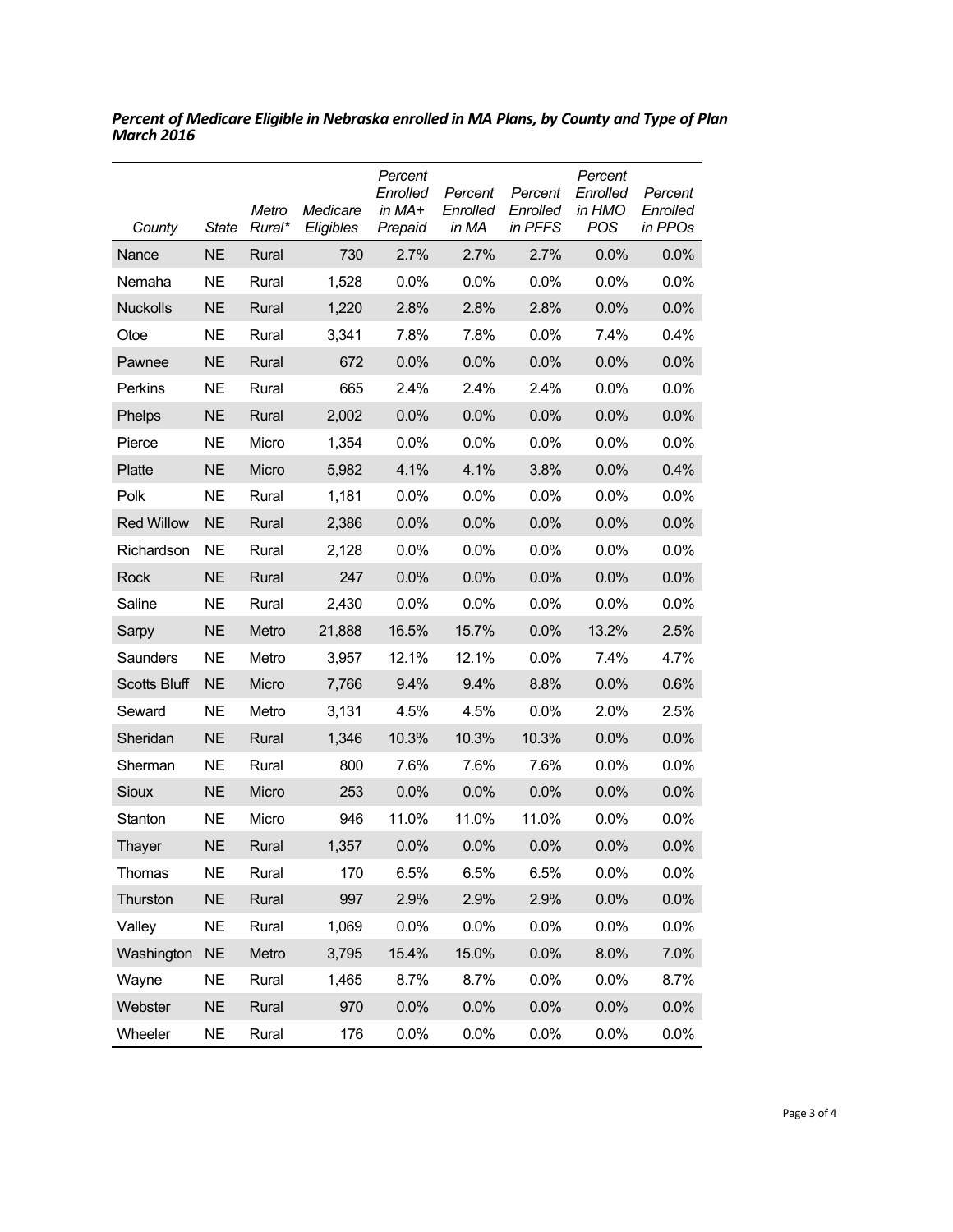***Percent of Medicare Eligible in Nebraska enrolled in MA Plans, by County and Type of Plan March 2016***

| *County* | *State* | *Metro Rural** | *Medicare Eligibles* | *Percent Enrolled in MA+ Prepaid* | *Percent Enrolled in MA* | *Percent Enrolled in PFFS* | *Percent Enrolled in HMO POS* | *Percent Enrolled in PPOs* |
|---|---|---|---|---|---|---|---|---|
| Nance | NE | Rural | 730 | 2.7% | 2.7% | 2.7% | 0.0% | 0.0% |
| Nemaha | NE | Rural | 1,528 | 0.0% | 0.0% | 0.0% | 0.0% | 0.0% |
| Nuckolls | NE | Rural | 1,220 | 2.8% | 2.8% | 2.8% | 0.0% | 0.0% |
| Otoe | NE | Rural | 3,341 | 7.8% | 7.8% | 0.0% | 7.4% | 0.4% |
| Pawnee | NE | Rural | 672 | 0.0% | 0.0% | 0.0% | 0.0% | 0.0% |
| Perkins | NE | Rural | 665 | 2.4% | 2.4% | 2.4% | 0.0% | 0.0% |
| Phelps | NE | Rural | 2,002 | 0.0% | 0.0% | 0.0% | 0.0% | 0.0% |
| Pierce | NE | Micro | 1,354 | 0.0% | 0.0% | 0.0% | 0.0% | 0.0% |
| Platte | NE | Micro | 5,982 | 4.1% | 4.1% | 3.8% | 0.0% | 0.4% |
| Polk | NE | Rural | 1,181 | 0.0% | 0.0% | 0.0% | 0.0% | 0.0% |
| Red Willow | NE | Rural | 2,386 | 0.0% | 0.0% | 0.0% | 0.0% | 0.0% |
| Richardson | NE | Rural | 2,128 | 0.0% | 0.0% | 0.0% | 0.0% | 0.0% |
| Rock | NE | Rural | 247 | 0.0% | 0.0% | 0.0% | 0.0% | 0.0% |
| Saline | NE | Rural | 2,430 | 0.0% | 0.0% | 0.0% | 0.0% | 0.0% |
| Sarpy | NE | Metro | 21,888 | 16.5% | 15.7% | 0.0% | 13.2% | 2.5% |
| Saunders | NE | Metro | 3,957 | 12.1% | 12.1% | 0.0% | 7.4% | 4.7% |
| Scotts Bluff | NE | Micro | 7,766 | 9.4% | 9.4% | 8.8% | 0.0% | 0.6% |
| Seward | NE | Metro | 3,131 | 4.5% | 4.5% | 0.0% | 2.0% | 2.5% |
| Sheridan | NE | Rural | 1,346 | 10.3% | 10.3% | 10.3% | 0.0% | 0.0% |
| Sherman | NE | Rural | 800 | 7.6% | 7.6% | 7.6% | 0.0% | 0.0% |
| Sioux | NE | Micro | 253 | 0.0% | 0.0% | 0.0% | 0.0% | 0.0% |
| Stanton | NE | Micro | 946 | 11.0% | 11.0% | 11.0% | 0.0% | 0.0% |
| Thayer | NE | Rural | 1,357 | 0.0% | 0.0% | 0.0% | 0.0% | 0.0% |
| Thomas | NE | Rural | 170 | 6.5% | 6.5% | 6.5% | 0.0% | 0.0% |
| Thurston | NE | Rural | 997 | 2.9% | 2.9% | 2.9% | 0.0% | 0.0% |
| Valley | NE | Rural | 1,069 | 0.0% | 0.0% | 0.0% | 0.0% | 0.0% |
| Washington | NE | Metro | 3,795 | 15.4% | 15.0% | 0.0% | 8.0% | 7.0% |
| Wayne | NE | Rural | 1,465 | 8.7% | 8.7% | 0.0% | 0.0% | 8.7% |
| Webster | NE | Rural | 970 | 0.0% | 0.0% | 0.0% | 0.0% | 0.0% |
| Wheeler | NE | Rural | 176 | 0.0% | 0.0% | 0.0% | 0.0% | 0.0% |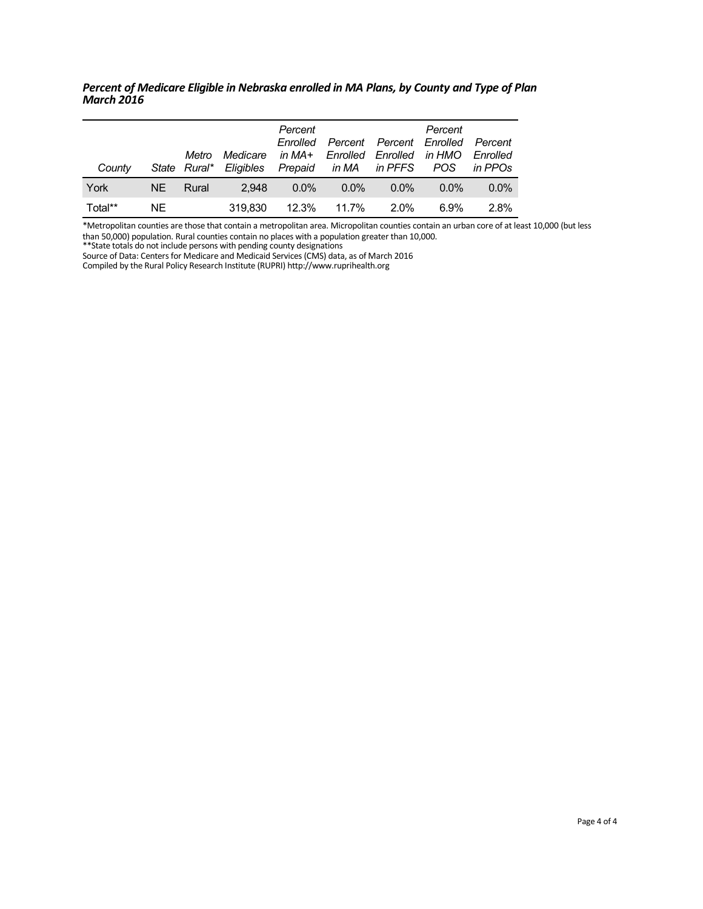***Percent of Medicare Eligible in Nebraska enrolled in MA Plans, by County and Type of Plan March 2016***

| *County* | *State* | *Metro Rural** | *Medicare Eligibles* | *Percent Enrolled in MA+ Prepaid* | *Percent Enrolled in MA* | *Percent Enrolled in PFFS* | *Percent Enrolled in HMO POS* | *Percent Enrolled in PPOs* |
|---|---|---|---|---|---|---|---|---|
| York | NE | Rural | 2,948 | 0.0% | 0.0% | 0.0% | 0.0% | 0.0% |
| Total** | NE | | 319,830 | 12.3% | 11.7% | 2.0% | 6.9% | 2.8% |

*Metropolitan counties are those that contain a metropolitan area. Micropolitan counties contain an urban core of at least 10,000 (but less than 50,000) population. Rural counties contain no places with a population greater than 10,000.

**State totals do not include persons with pending county designations

Source of Data: Centers for Medicare and Medicaid Services (CMS) data, as of March 2016

Compiled by the Rural Policy Research Institute (RUPRI) http://www.ruprihealth.org